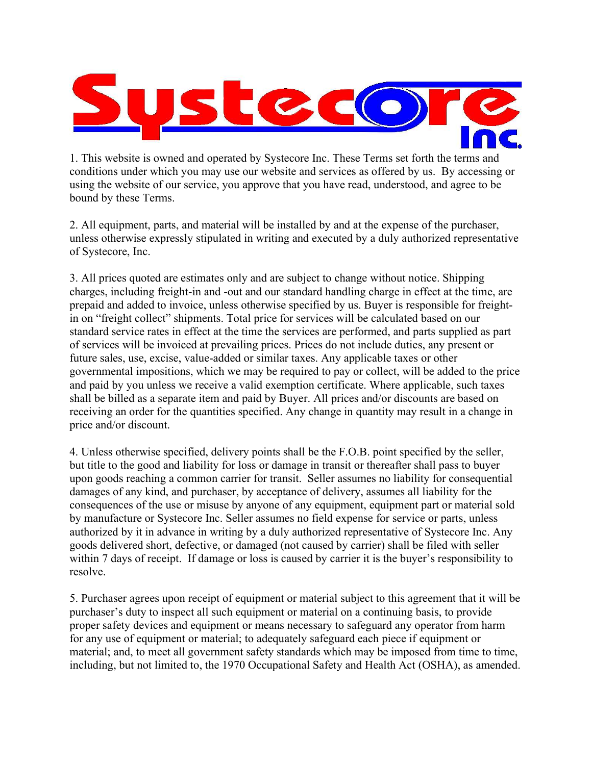# Systecore Inc.

1. This website is owned and operated by Systecore Inc. These Terms set forth the terms and conditions under which you may use our website and services as offered by us. By accessing or using the website of our service, you approve that you have read, understood, and agree to be bound by these Terms.

2. All equipment, parts, and material will be installed by and at the expense of the purchaser, unless otherwise expressly stipulated in writing and executed by a duly authorized representative of Systecore, Inc.

3. All prices quoted are estimates only and are subject to change without notice. Shipping charges, including freight-in and -out and our standard handling charge in effect at the time, are prepaid and added to invoice, unless otherwise specified by us. Buyer is responsible for freight-in on "freight collect" shipments. Total price for services will be calculated based on our standard service rates in effect at the time the services are performed, and parts supplied as part of services will be invoiced at prevailing prices. Prices do not include duties, any present or future sales, use, excise, value-added or similar taxes. Any applicable taxes or other governmental impositions, which we may be required to pay or collect, will be added to the price and paid by you unless we receive a valid exemption certificate. Where applicable, such taxes shall be billed as a separate item and paid by Buyer. All prices and/or discounts are based on receiving an order for the quantities specified. Any change in quantity may result in a change in price and/or discount.

4. Unless otherwise specified, delivery points shall be the F.O.B. point specified by the seller, but title to the good and liability for loss or damage in transit or thereafter shall pass to buyer upon goods reaching a common carrier for transit. Seller assumes no liability for consequential damages of any kind, and purchaser, by acceptance of delivery, assumes all liability for the consequences of the use or misuse by anyone of any equipment, equipment part or material sold by manufacture or Systecore Inc. Seller assumes no field expense for service or parts, unless authorized by it in advance in writing by a duly authorized representative of Systecore Inc. Any goods delivered short, defective, or damaged (not caused by carrier) shall be filed with seller within 7 days of receipt. If damage or loss is caused by carrier it is the buyer's responsibility to resolve.

5. Purchaser agrees upon receipt of equipment or material subject to this agreement that it will be purchaser's duty to inspect all such equipment or material on a continuing basis, to provide proper safety devices and equipment or means necessary to safeguard any operator from harm for any use of equipment or material; to adequately safeguard each piece if equipment or material; and, to meet all government safety standards which may be imposed from time to time, including, but not limited to, the 1970 Occupational Safety and Health Act (OSHA), as amended.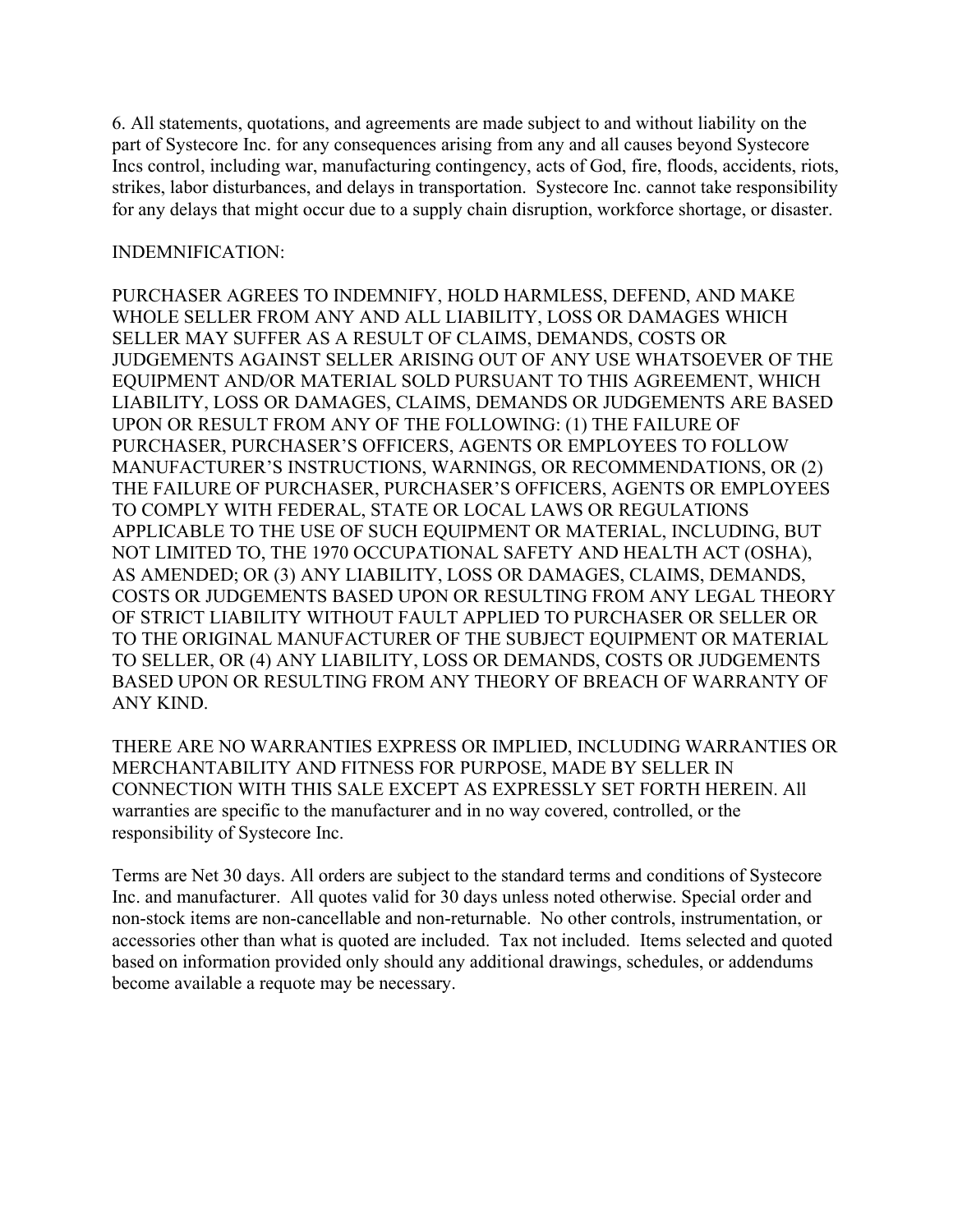6. All statements, quotations, and agreements are made subject to and without liability on the part of Systecore Inc. for any consequences arising from any and all causes beyond Systecore Incs control, including war, manufacturing contingency, acts of God, fire, floods, accidents, riots, strikes, labor disturbances, and delays in transportation. Systecore Inc. cannot take responsibility for any delays that might occur due to a supply chain disruption, workforce shortage, or disaster.

INDEMNIFICATION:

PURCHASER AGREES TO INDEMNIFY, HOLD HARMLESS, DEFEND, AND MAKE WHOLE SELLER FROM ANY AND ALL LIABILITY, LOSS OR DAMAGES WHICH SELLER MAY SUFFER AS A RESULT OF CLAIMS, DEMANDS, COSTS OR JUDGEMENTS AGAINST SELLER ARISING OUT OF ANY USE WHATSOEVER OF THE EQUIPMENT AND/OR MATERIAL SOLD PURSUANT TO THIS AGREEMENT, WHICH LIABILITY, LOSS OR DAMAGES, CLAIMS, DEMANDS OR JUDGEMENTS ARE BASED UPON OR RESULT FROM ANY OF THE FOLLOWING: (1) THE FAILURE OF PURCHASER, PURCHASER'S OFFICERS, AGENTS OR EMPLOYEES TO FOLLOW MANUFACTURER'S INSTRUCTIONS, WARNINGS, OR RECOMMENDATIONS, OR (2) THE FAILURE OF PURCHASER, PURCHASER'S OFFICERS, AGENTS OR EMPLOYEES TO COMPLY WITH FEDERAL, STATE OR LOCAL LAWS OR REGULATIONS APPLICABLE TO THE USE OF SUCH EQUIPMENT OR MATERIAL, INCLUDING, BUT NOT LIMITED TO, THE 1970 OCCUPATIONAL SAFETY AND HEALTH ACT (OSHA), AS AMENDED; OR (3) ANY LIABILITY, LOSS OR DAMAGES, CLAIMS, DEMANDS, COSTS OR JUDGEMENTS BASED UPON OR RESULTING FROM ANY LEGAL THEORY OF STRICT LIABILITY WITHOUT FAULT APPLIED TO PURCHASER OR SELLER OR TO THE ORIGINAL MANUFACTURER OF THE SUBJECT EQUIPMENT OR MATERIAL TO SELLER, OR (4) ANY LIABILITY, LOSS OR DEMANDS, COSTS OR JUDGEMENTS BASED UPON OR RESULTING FROM ANY THEORY OF BREACH OF WARRANTY OF ANY KIND.

THERE ARE NO WARRANTIES EXPRESS OR IMPLIED, INCLUDING WARRANTIES OR MERCHANTABILITY AND FITNESS FOR PURPOSE, MADE BY SELLER IN CONNECTION WITH THIS SALE EXCEPT AS EXPRESSLY SET FORTH HEREIN. All warranties are specific to the manufacturer and in no way covered, controlled, or the responsibility of Systecore Inc.

Terms are Net 30 days. All orders are subject to the standard terms and conditions of Systecore Inc. and manufacturer. All quotes valid for 30 days unless noted otherwise. Special order and non-stock items are non-cancellable and non-returnable. No other controls, instrumentation, or accessories other than what is quoted are included. Tax not included. Items selected and quoted based on information provided only should any additional drawings, schedules, or addendums become available a requote may be necessary.